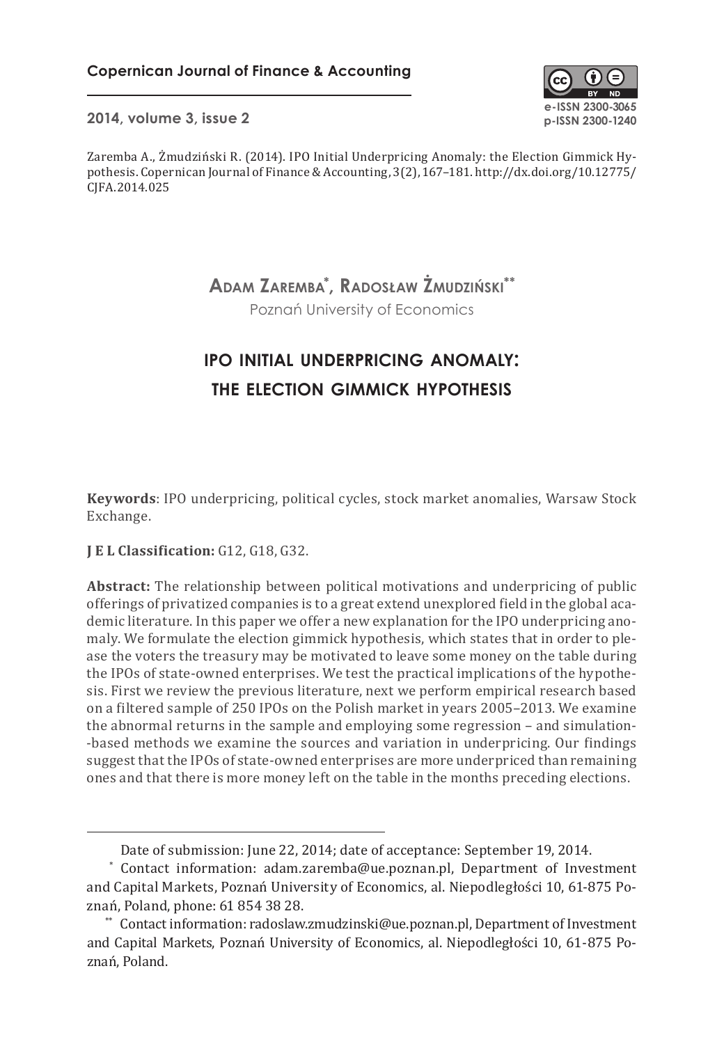**Copernican Journal of Finance & Accounting**

**2014, volume 3, issue 2**

e-ISSN 2300-3065
p-ISSN 2300-1240

Zaremba A., Żmudziński R. (2014). IPO Initial Underpricing Anomaly: the Election Gimmick Hypothesis. Copernican Journal of Finance & Accounting, 3(2), 167–181. http://dx.doi.org/10.12775/CJFA.2014.025

**Adam Zaremba[*], Radosław Żmudziński[**]**

Poznań University of Economics

# IPO INITIAL UNDERPRICING ANOMALY: THE ELECTION GIMMICK HYPOTHESIS

**Keywords**: IPO underpricing, political cycles, stock market anomalies, Warsaw Stock Exchange.

**J E L Classification:** G12, G18, G32.

**Abstract:** The relationship between political motivations and underpricing of public offerings of privatized companies is to a great extend unexplored field in the global academic literature. In this paper we offer a new explanation for the IPO underpricing anomaly. We formulate the election gimmick hypothesis, which states that in order to please the voters the treasury may be motivated to leave some money on the table during the IPOs of state-owned enterprises. We test the practical implications of the hypothesis. First we review the previous literature, next we perform empirical research based on a filtered sample of 250 IPOs on the Polish market in years 2005–2013. We examine the abnormal returns in the sample and employing some regression – and simulation-based methods we examine the sources and variation in underpricing. Our findings suggest that the IPOs of state-owned enterprises are more underpriced than remaining ones and that there is more money left on the table in the months preceding elections.

---

Date of submission: June 22, 2014; date of acceptance: September 19, 2014.

[*] Contact information: adam.zaremba@ue.poznan.pl, Department of Investment and Capital Markets, Poznań University of Economics, al. Niepodległości 10, 61-875 Poznań, Poland, phone: 61 854 38 28.

[**] Contact information: radoslaw.zmudzinski@ue.poznan.pl, Department of Investment and Capital Markets, Poznań University of Economics, al. Niepodległości 10, 61-875 Poznań, Poland.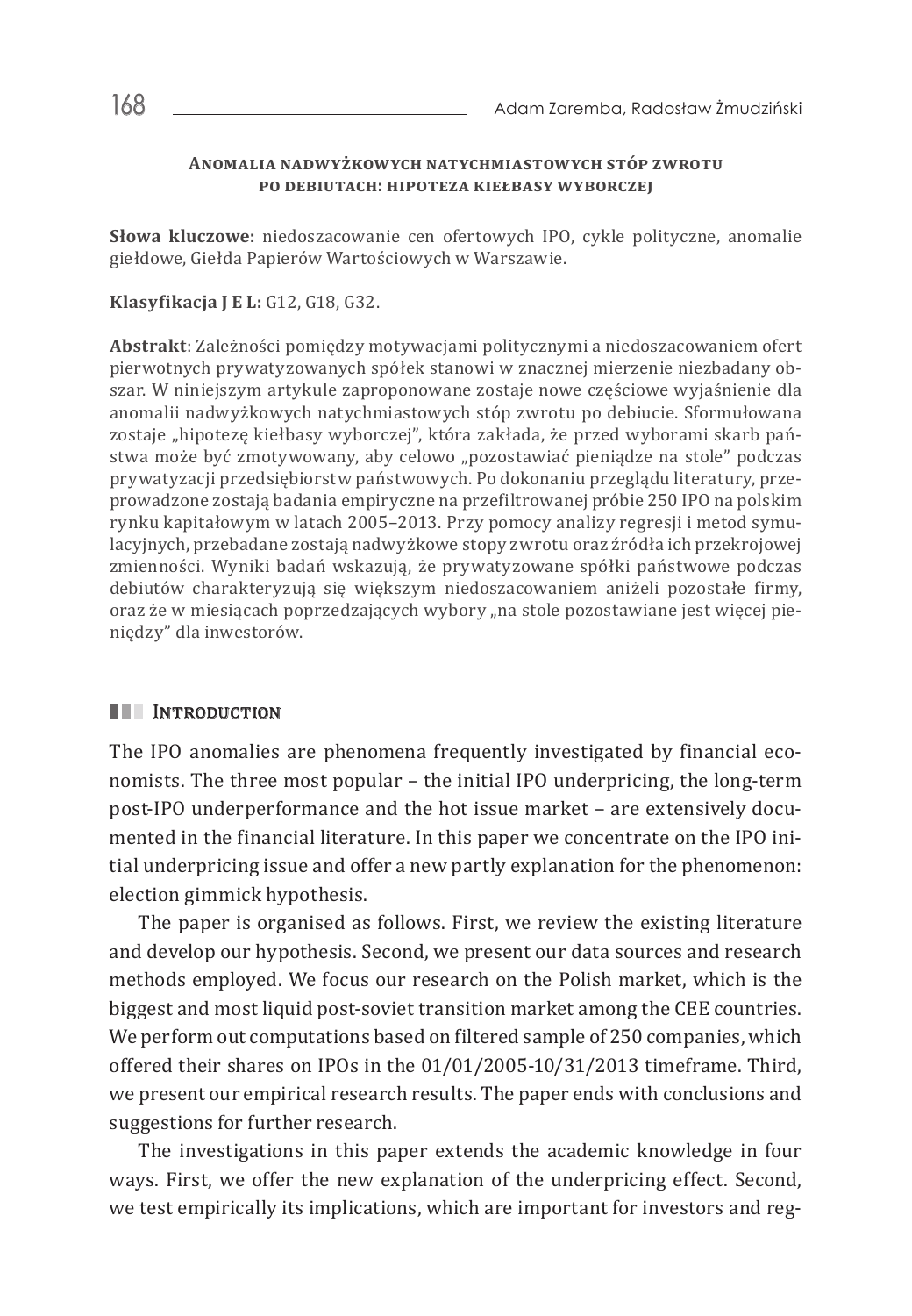### Anomalia nadwyżkowych natychmiastowych stóp zwrotu po debiutach: hipoteza kiełbasy wyborczej

**Słowa kluczowe:** niedoszacowanie cen ofertowych IPO, cykle polityczne, anomalie giełdowe, Giełda Papierów Wartościowych w Warszawie.

**Klasyfikacja J E L:** G12, G18, G32.

**Abstrakt**: Zależności pomiędzy motywacjami politycznymi a niedoszacowaniem ofert pierwotnych prywatyzowanych spółek stanowi w znacznej mierzenie niezbadany obszar. W niniejszym artykule zaproponowane zostaje nowe częściowe wyjaśnienie dla anomalii nadwyżkowych natychmiastowych stóp zwrotu po debiucie. Sformułowana zostaje „hipotezę kiełbasy wyborczej", która zakłada, że przed wyborami skarb państwa może być zmotywowany, aby celowo „pozostawiać pieniądze na stole" podczas prywatyzacji przedsiębiorstw państwowych. Po dokonaniu przeglądu literatury, przeprowadzone zostają badania empiryczne na przefiltrowanej próbie 250 IPO na polskim rynku kapitałowym w latach 2005–2013. Przy pomocy analizy regresji i metod symulacyjnych, przebadane zostają nadwyżkowe stopy zwrotu oraz źródła ich przekrojowej zmienności. Wyniki badań wskazują, że prywatyzowane spółki państwowe podczas debiutów charakteryzują się większym niedoszacowaniem aniżeli pozostałe firmy, oraz że w miesiącach poprzedzających wybory „na stole pozostawiane jest więcej pieniędzy" dla inwestorów.

## Introduction

The IPO anomalies are phenomena frequently investigated by financial economists. The three most popular – the initial IPO underpricing, the long-term post-IPO underperformance and the hot issue market – are extensively documented in the financial literature. In this paper we concentrate on the IPO initial underpricing issue and offer a new partly explanation for the phenomenon: election gimmick hypothesis.

The paper is organised as follows. First, we review the existing literature and develop our hypothesis. Second, we present our data sources and research methods employed. We focus our research on the Polish market, which is the biggest and most liquid post-soviet transition market among the CEE countries. We perform out computations based on filtered sample of 250 companies, which offered their shares on IPOs in the 01/01/2005-10/31/2013 timeframe. Third, we present our empirical research results. The paper ends with conclusions and suggestions for further research.

The investigations in this paper extends the academic knowledge in four ways. First, we offer the new explanation of the underpricing effect. Second, we test empirically its implications, which are important for investors and reg-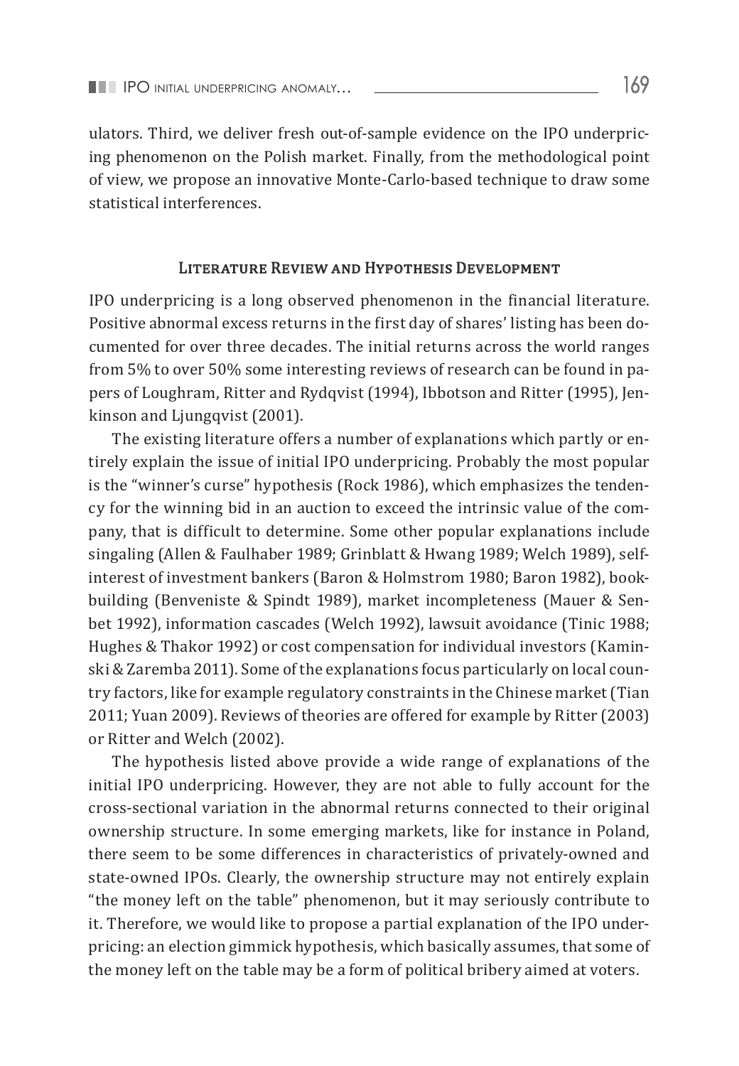ulators. Third, we deliver fresh out-of-sample evidence on the IPO underpricing phenomenon on the Polish market. Finally, from the methodological point of view, we propose an innovative Monte-Carlo-based technique to draw some statistical interferences.

## Literature Review and Hypothesis Development

IPO underpricing is a long observed phenomenon in the financial literature. Positive abnormal excess returns in the first day of shares' listing has been documented for over three decades. The initial returns across the world ranges from 5% to over 50% some interesting reviews of research can be found in papers of Loughram, Ritter and Rydqvist (1994), Ibbotson and Ritter (1995), Jenkinson and Ljungqvist (2001).

The existing literature offers a number of explanations which partly or entirely explain the issue of initial IPO underpricing. Probably the most popular is the "winner's curse" hypothesis (Rock 1986), which emphasizes the tendency for the winning bid in an auction to exceed the intrinsic value of the company, that is difficult to determine. Some other popular explanations include singaling (Allen & Faulhaber 1989; Grinblatt & Hwang 1989; Welch 1989), self-interest of investment bankers (Baron & Holmstrom 1980; Baron 1982), book-building (Benveniste & Spindt 1989), market incompleteness (Mauer & Senbet 1992), information cascades (Welch 1992), lawsuit avoidance (Tinic 1988; Hughes & Thakor 1992) or cost compensation for individual investors (Kaminski & Zaremba 2011). Some of the explanations focus particularly on local country factors, like for example regulatory constraints in the Chinese market (Tian 2011; Yuan 2009). Reviews of theories are offered for example by Ritter (2003) or Ritter and Welch (2002).

The hypothesis listed above provide a wide range of explanations of the initial IPO underpricing. However, they are not able to fully account for the cross-sectional variation in the abnormal returns connected to their original ownership structure. In some emerging markets, like for instance in Poland, there seem to be some differences in characteristics of privately-owned and state-owned IPOs. Clearly, the ownership structure may not entirely explain "the money left on the table" phenomenon, but it may seriously contribute to it. Therefore, we would like to propose a partial explanation of the IPO underpricing: an election gimmick hypothesis, which basically assumes, that some of the money left on the table may be a form of political bribery aimed at voters.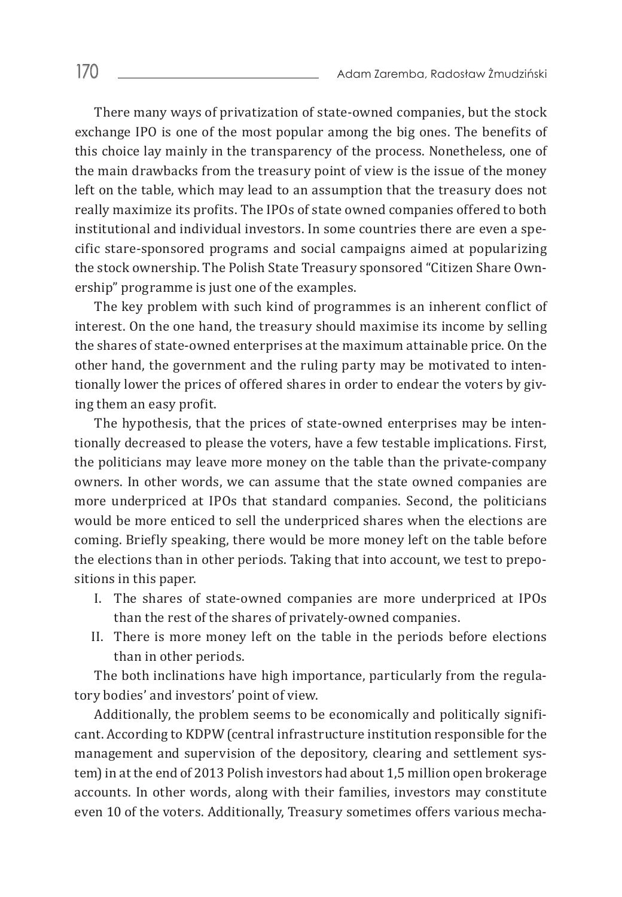There many ways of privatization of state-owned companies, but the stock exchange IPO is one of the most popular among the big ones. The benefits of this choice lay mainly in the transparency of the process. Nonetheless, one of the main drawbacks from the treasury point of view is the issue of the money left on the table, which may lead to an assumption that the treasury does not really maximize its profits. The IPOs of state owned companies offered to both institutional and individual investors. In some countries there are even a specific stare-sponsored programs and social campaigns aimed at popularizing the stock ownership. The Polish State Treasury sponsored "Citizen Share Ownership" programme is just one of the examples.

The key problem with such kind of programmes is an inherent conflict of interest. On the one hand, the treasury should maximise its income by selling the shares of state-owned enterprises at the maximum attainable price. On the other hand, the government and the ruling party may be motivated to intentionally lower the prices of offered shares in order to endear the voters by giving them an easy profit.

The hypothesis, that the prices of state-owned enterprises may be intentionally decreased to please the voters, have a few testable implications. First, the politicians may leave more money on the table than the private-company owners. In other words, we can assume that the state owned companies are more underpriced at IPOs that standard companies. Second, the politicians would be more enticed to sell the underpriced shares when the elections are coming. Briefly speaking, there would be more money left on the table before the elections than in other periods. Taking that into account, we test to prepositions in this paper.

I. The shares of state-owned companies are more underpriced at IPOs than the rest of the shares of privately-owned companies.
II. There is more money left on the table in the periods before elections than in other periods.

The both inclinations have high importance, particularly from the regulatory bodies' and investors' point of view.

Additionally, the problem seems to be economically and politically significant. According to KDPW (central infrastructure institution responsible for the management and supervision of the depository, clearing and settlement system) in at the end of 2013 Polish investors had about 1,5 million open brokerage accounts. In other words, along with their families, investors may constitute even 10 of the voters. Additionally, Treasury sometimes offers various mecha-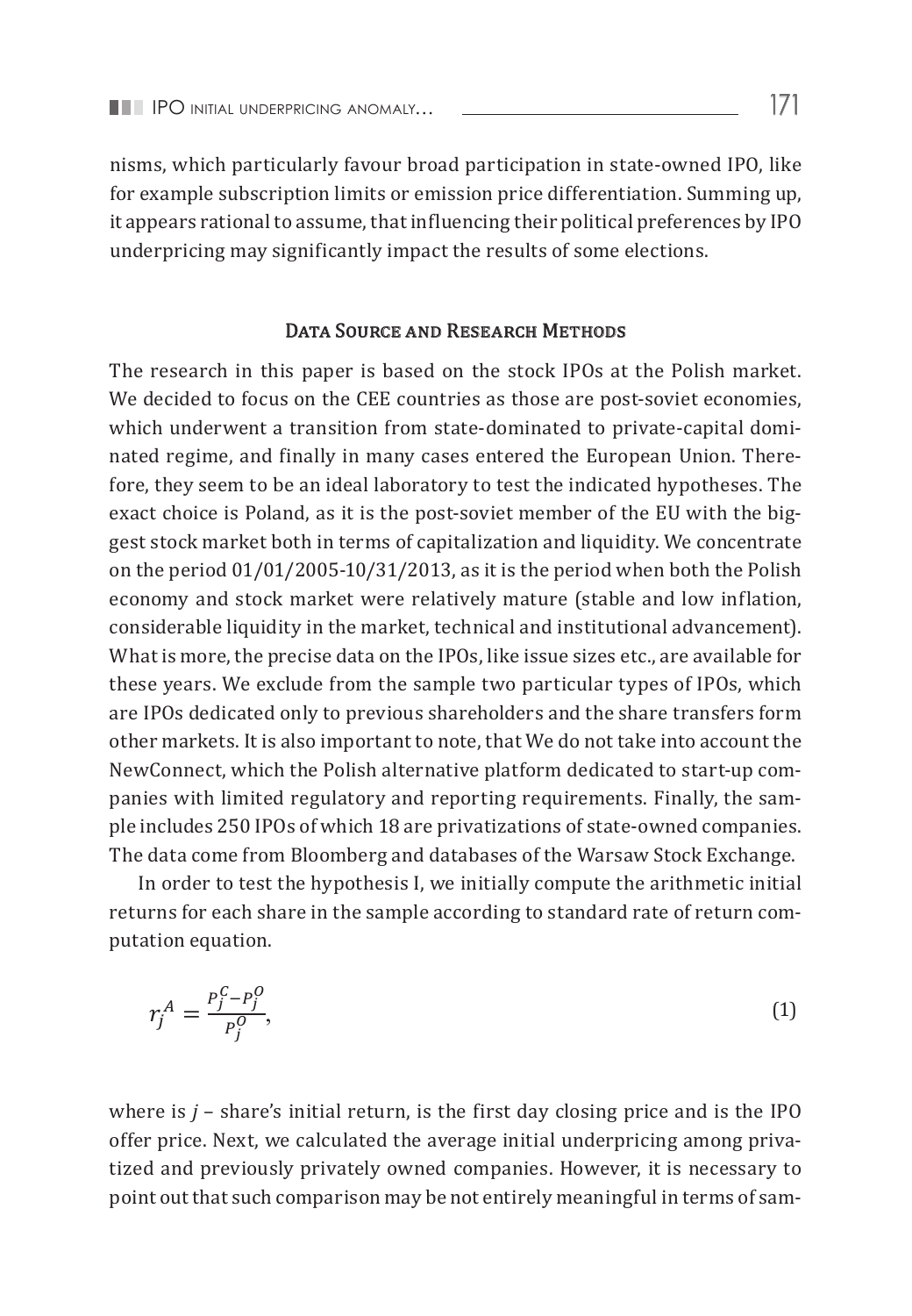nisms, which particularly favour broad participation in state-owned IPO, like for example subscription limits or emission price differentiation. Summing up, it appears rational to assume, that influencing their political preferences by IPO underpricing may significantly impact the results of some elections.

## Data Source and Research Methods

The research in this paper is based on the stock IPOs at the Polish market. We decided to focus on the CEE countries as those are post-soviet economies, which underwent a transition from state-dominated to private-capital dominated regime, and finally in many cases entered the European Union. Therefore, they seem to be an ideal laboratory to test the indicated hypotheses. The exact choice is Poland, as it is the post-soviet member of the EU with the biggest stock market both in terms of capitalization and liquidity. We concentrate on the period 01/01/2005-10/31/2013, as it is the period when both the Polish economy and stock market were relatively mature (stable and low inflation, considerable liquidity in the market, technical and institutional advancement). What is more, the precise data on the IPOs, like issue sizes etc., are available for these years. We exclude from the sample two particular types of IPOs, which are IPOs dedicated only to previous shareholders and the share transfers form other markets. It is also important to note, that We do not take into account the NewConnect, which the Polish alternative platform dedicated to start-up companies with limited regulatory and reporting requirements. Finally, the sample includes 250 IPOs of which 18 are privatizations of state-owned companies. The data come from Bloomberg and databases of the Warsaw Stock Exchange.

In order to test the hypothesis I, we initially compute the arithmetic initial returns for each share in the sample according to standard rate of return computation equation.

$$r_j^A = \frac{P_j^C - P_j^O}{P_j^O}, \tag{1}$$

where is $j$ – share's initial return, is the first day closing price and is the IPO offer price. Next, we calculated the average initial underpricing among privatized and previously privately owned companies. However, it is necessary to point out that such comparison may be not entirely meaningful in terms of sam-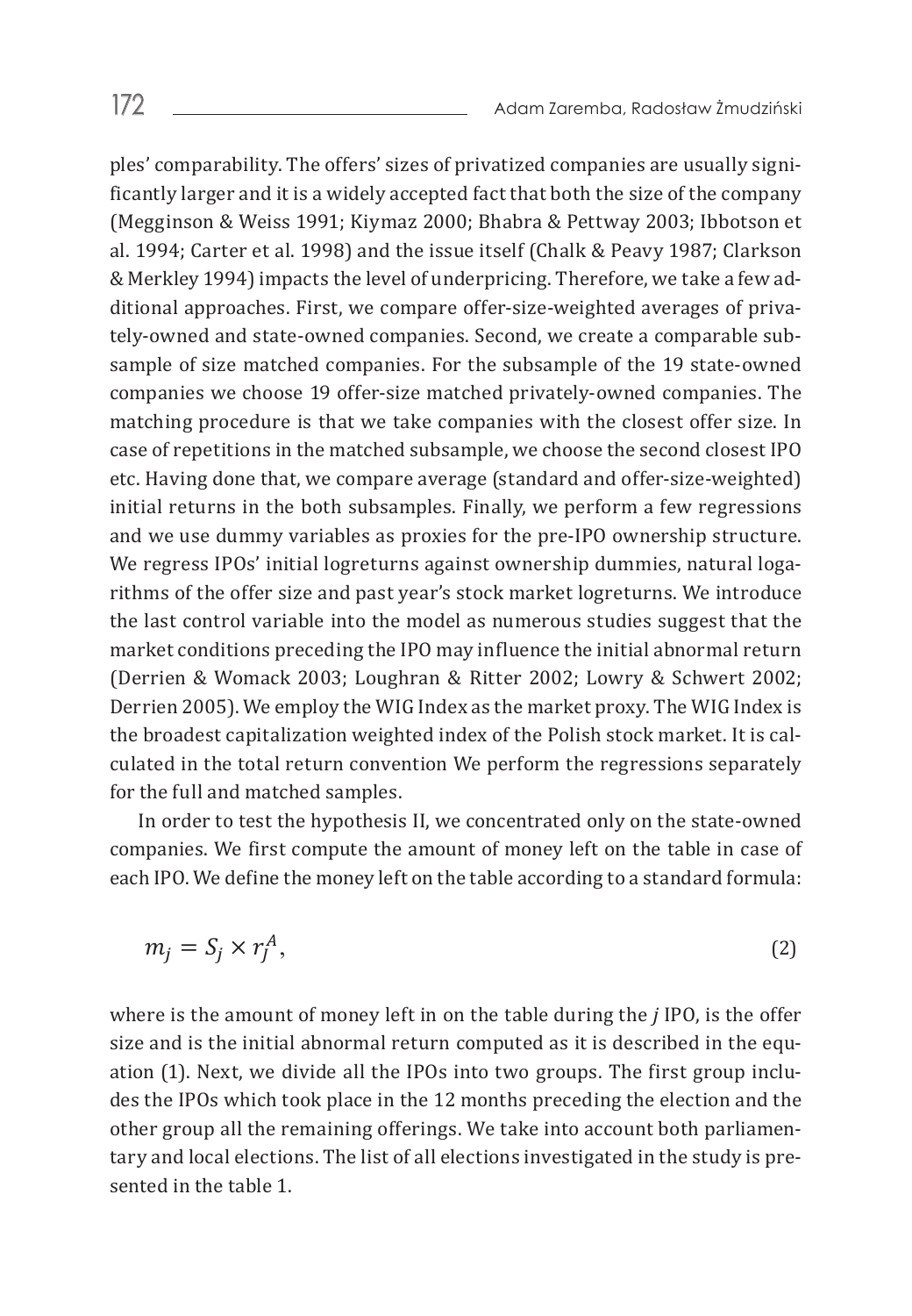ples' comparability. The offers' sizes of privatized companies are usually significantly larger and it is a widely accepted fact that both the size of the company (Megginson & Weiss 1991; Kiymaz 2000; Bhabra & Pettway 2003; Ibbotson et al. 1994; Carter et al. 1998) and the issue itself (Chalk & Peavy 1987; Clarkson & Merkley 1994) impacts the level of underpricing. Therefore, we take a few additional approaches. First, we compare offer-size-weighted averages of privately-owned and state-owned companies. Second, we create a comparable subsample of size matched companies. For the subsample of the 19 state-owned companies we choose 19 offer-size matched privately-owned companies. The matching procedure is that we take companies with the closest offer size. In case of repetitions in the matched subsample, we choose the second closest IPO etc. Having done that, we compare average (standard and offer-size-weighted) initial returns in the both subsamples. Finally, we perform a few regressions and we use dummy variables as proxies for the pre-IPO ownership structure. We regress IPOs' initial logreturns against ownership dummies, natural logarithms of the offer size and past year's stock market logreturns. We introduce the last control variable into the model as numerous studies suggest that the market conditions preceding the IPO may influence the initial abnormal return (Derrien & Womack 2003; Loughran & Ritter 2002; Lowry & Schwert 2002; Derrien 2005). We employ the WIG Index as the market proxy. The WIG Index is the broadest capitalization weighted index of the Polish stock market. It is calculated in the total return convention We perform the regressions separately for the full and matched samples.

In order to test the hypothesis II, we concentrated only on the state-owned companies. We first compute the amount of money left on the table in case of each IPO. We define the money left on the table according to a standard formula:

$$m_j = S_j \times r_j^A, \tag{2}$$

where is the amount of money left in on the table during the *j* IPO, is the offer size and is the initial abnormal return computed as it is described in the equation (1). Next, we divide all the IPOs into two groups. The first group includes the IPOs which took place in the 12 months preceding the election and the other group all the remaining offerings. We take into account both parliamentary and local elections. The list of all elections investigated in the study is presented in the table 1.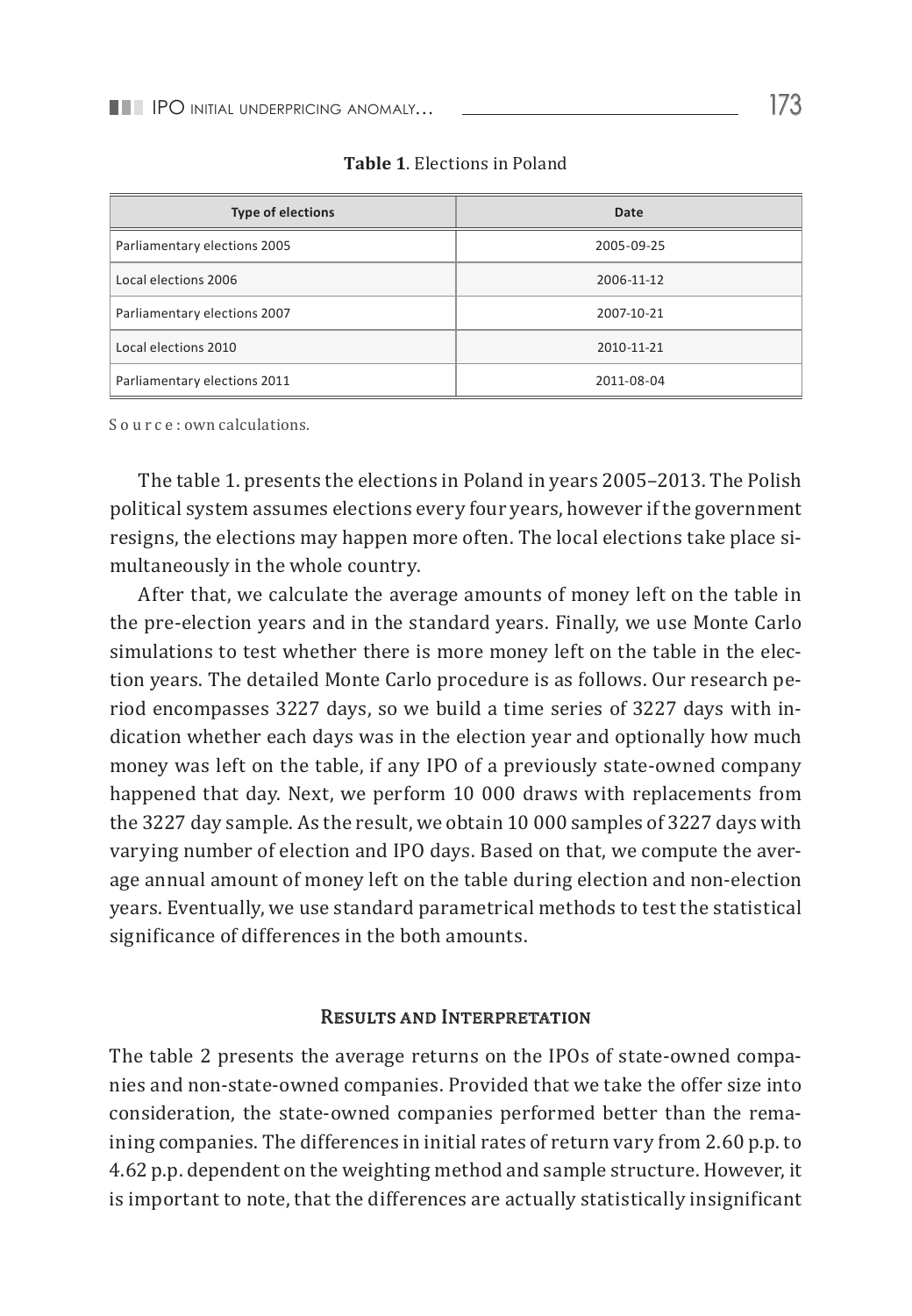**Table 1**. Elections in Poland

| Type of elections | Date |
|---|---|
| Parliamentary elections 2005 | 2005-09-25 |
| Local elections 2006 | 2006-11-12 |
| Parliamentary elections 2007 | 2007-10-21 |
| Local elections 2010 | 2010-11-21 |
| Parliamentary elections 2011 | 2011-08-04 |

Source: own calculations.

The table 1. presents the elections in Poland in years 2005–2013. The Polish political system assumes elections every four years, however if the government resigns, the elections may happen more often. The local elections take place simultaneously in the whole country.

After that, we calculate the average amounts of money left on the table in the pre-election years and in the standard years. Finally, we use Monte Carlo simulations to test whether there is more money left on the table in the election years. The detailed Monte Carlo procedure is as follows. Our research period encompasses 3227 days, so we build a time series of 3227 days with indication whether each days was in the election year and optionally how much money was left on the table, if any IPO of a previously state-owned company happened that day. Next, we perform 10 000 draws with replacements from the 3227 day sample. As the result, we obtain 10 000 samples of 3227 days with varying number of election and IPO days. Based on that, we compute the average annual amount of money left on the table during election and non-election years. Eventually, we use standard parametrical methods to test the statistical significance of differences in the both amounts.

## Results and Interpretation

The table 2 presents the average returns on the IPOs of state-owned companies and non-state-owned companies. Provided that we take the offer size into consideration, the state-owned companies performed better than the remaining companies. The differences in initial rates of return vary from 2.60 p.p. to 4.62 p.p. dependent on the weighting method and sample structure. However, it is important to note, that the differences are actually statistically insignificant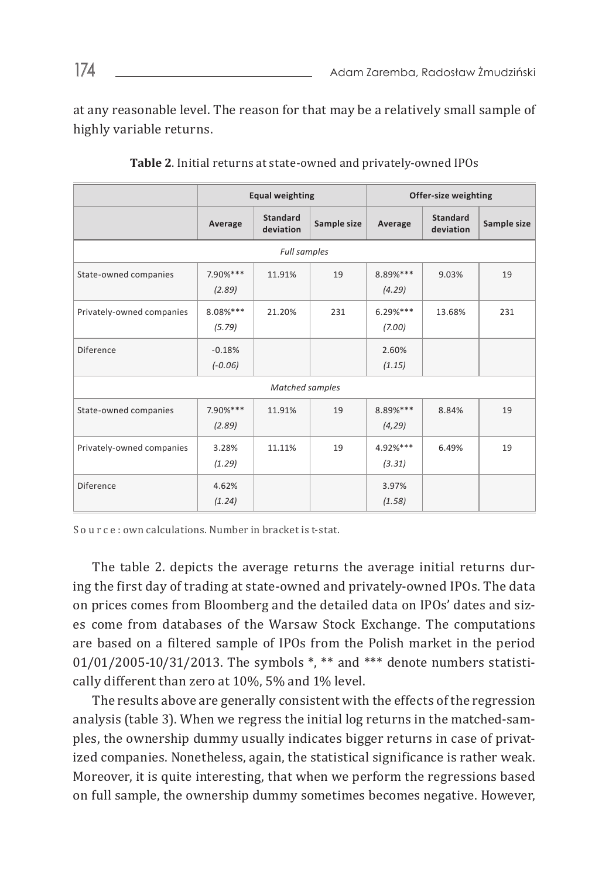at any reasonable level. The reason for that may be a relatively small sample of highly variable returns.

**Table 2**. Initial returns at state-owned and privately-owned IPOs

| | Equal weighting | | | Offer-size weighting | | |
|---|---|---|---|---|---|---|
| | Average | Standard deviation | Sample size | Average | Standard deviation | Sample size |
| *Full samples* | | | | | | |
| State-owned companies | 7.90%*** *(2.89)* | 11.91% | 19 | 8.89%*** *(4.29)* | 9.03% | 19 |
| Privately-owned companies | 8.08%*** *(5.79)* | 21.20% | 231 | 6.29%*** *(7.00)* | 13.68% | 231 |
| Diference | -0.18% *(-0.06)* | | | 2.60% *(1.15)* | | |
| *Matched samples* | | | | | | |
| State-owned companies | 7.90%*** *(2.89)* | 11.91% | 19 | 8.89%*** *(4,29)* | 8.84% | 19 |
| Privately-owned companies | 3.28% *(1.29)* | 11.11% | 19 | 4.92%*** *(3.31)* | 6.49% | 19 |
| Diference | 4.62% *(1.24)* | | | 3.97% *(1.58)* | | |

Source: own calculations. Number in bracket is t-stat.

The table 2. depicts the average returns the average initial returns during the first day of trading at state-owned and privately-owned IPOs. The data on prices comes from Bloomberg and the detailed data on IPOs' dates and sizes come from databases of the Warsaw Stock Exchange. The computations are based on a filtered sample of IPOs from the Polish market in the period 01/01/2005-10/31/2013. The symbols *, ** and *** denote numbers statistically different than zero at 10%, 5% and 1% level.

The results above are generally consistent with the effects of the regression analysis (table 3). When we regress the initial log returns in the matched-samples, the ownership dummy usually indicates bigger returns in case of privatized companies. Nonetheless, again, the statistical significance is rather weak. Moreover, it is quite interesting, that when we perform the regressions based on full sample, the ownership dummy sometimes becomes negative. However,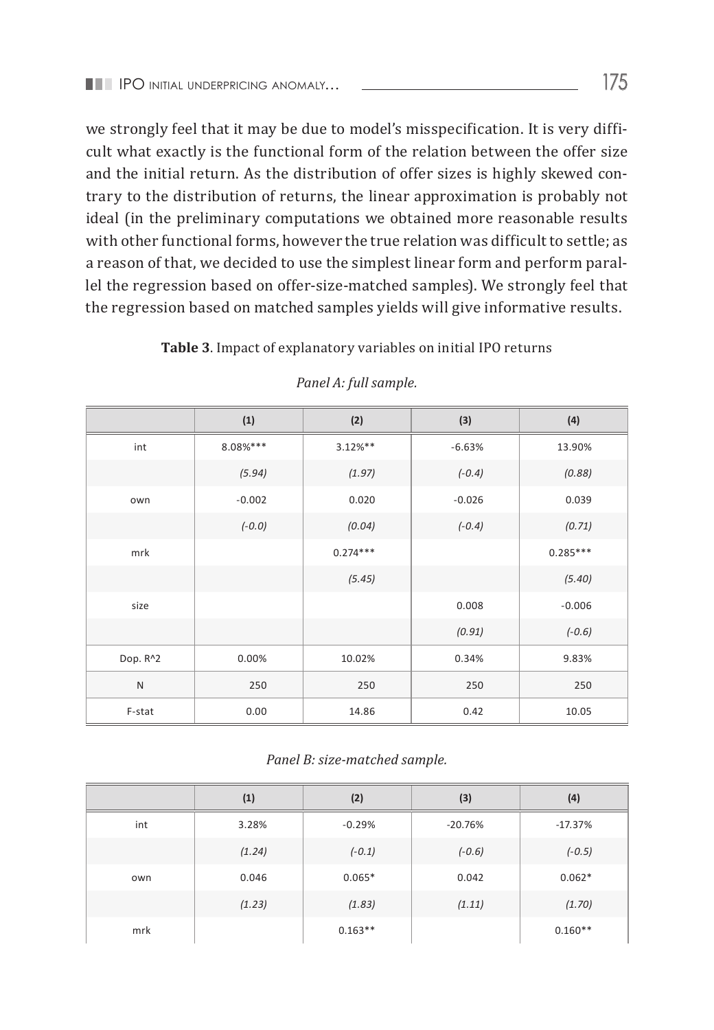we strongly feel that it may be due to model's misspecification. It is very difficult what exactly is the functional form of the relation between the offer size and the initial return. As the distribution of offer sizes is highly skewed contrary to the distribution of returns, the linear approximation is probably not ideal (in the preliminary computations we obtained more reasonable results with other functional forms, however the true relation was difficult to settle; as a reason of that, we decided to use the simplest linear form and perform parallel the regression based on offer-size-matched samples). We strongly feel that the regression based on matched samples yields will give informative results.

**Table 3**. Impact of explanatory variables on initial IPO returns

*Panel A: full sample.*

| | (1) | (2) | (3) | (4) |
|---|---|---|---|---|
| int | 8.08%*** | 3.12%** | -6.63% | 13.90% |
| | *(5.94)* | *(1.97)* | *(-0.4)* | *(0.88)* |
| own | -0.002 | 0.020 | -0.026 | 0.039 |
| | *(-0.0)* | *(0.04)* | *(-0.4)* | *(0.71)* |
| mrk | | 0.274*** | | 0.285*** |
| | | *(5.45)* | | *(5.40)* |
| size | | | 0.008 | -0.006 |
| | | | *(0.91)* | *(-0.6)* |
| Dop. R^2 | 0.00% | 10.02% | 0.34% | 9.83% |
| N | 250 | 250 | 250 | 250 |
| F-stat | 0.00 | 14.86 | 0.42 | 10.05 |

*Panel B: size-matched sample.*

| | (1) | (2) | (3) | (4) |
|---|---|---|---|---|
| int | 3.28% | -0.29% | -20.76% | -17.37% |
| | *(1.24)* | *(-0.1)* | *(-0.6)* | *(-0.5)* |
| own | 0.046 | 0.065* | 0.042 | 0.062* |
| | *(1.23)* | *(1.83)* | *(1.11)* | *(1.70)* |
| mrk | | 0.163** | | 0.160** |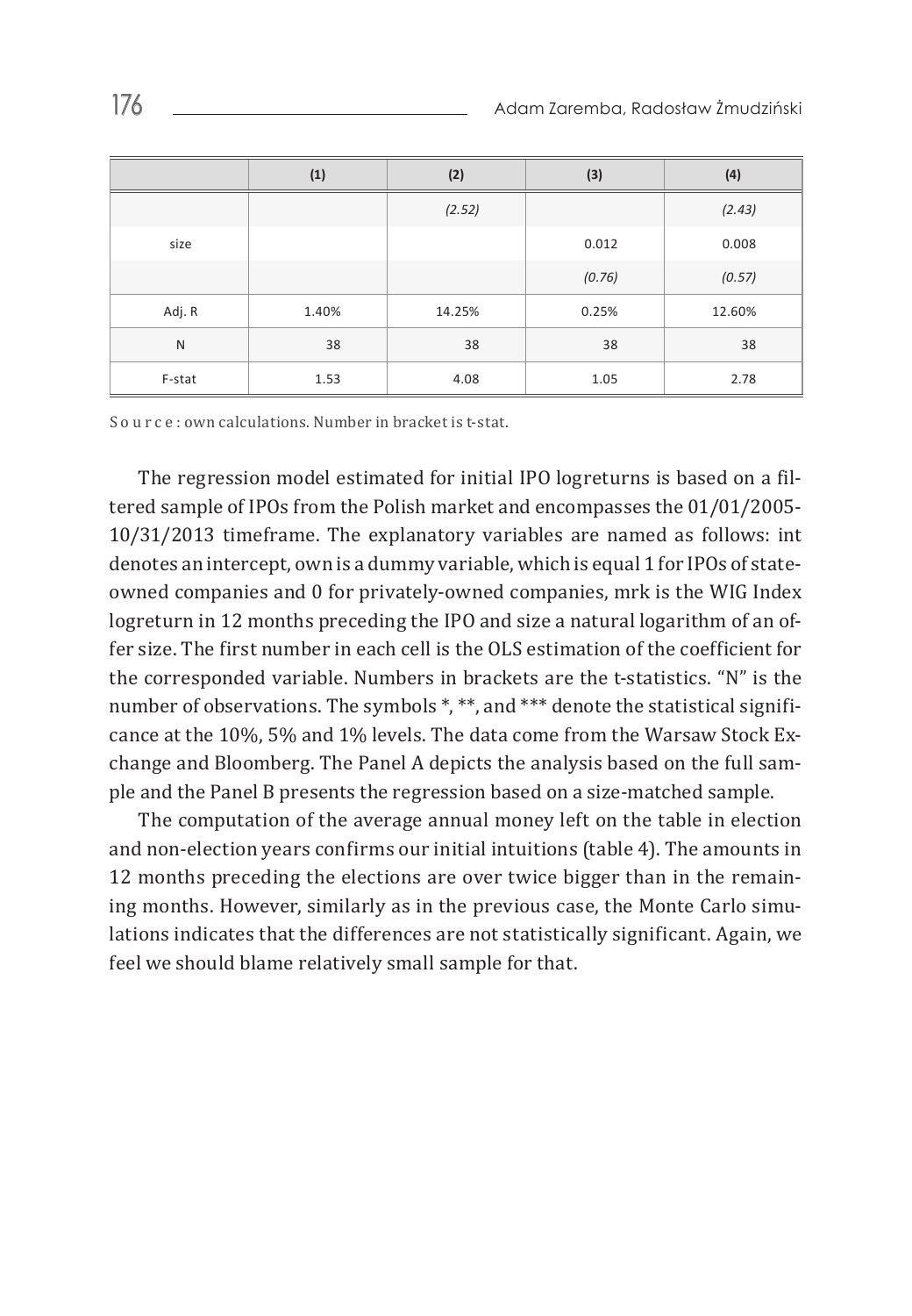| | (1) | (2) | (3) | (4) |
|---|---|---|---|---|
| | | *(2.52)* | | *(2.43)* |
| size | | | 0.012 | 0.008 |
| | | | *(0.76)* | *(0.57)* |
| Adj. R | 1.40% | 14.25% | 0.25% | 12.60% |
| N | 38 | 38 | 38 | 38 |
| F-stat | 1.53 | 4.08 | 1.05 | 2.78 |

Source: own calculations. Number in bracket is t-stat.

The regression model estimated for initial IPO logreturns is based on a filtered sample of IPOs from the Polish market and encompasses the 01/01/2005-10/31/2013 timeframe. The explanatory variables are named as follows: int denotes an intercept, own is a dummy variable, which is equal 1 for IPOs of state-owned companies and 0 for privately-owned companies, mrk is the WIG Index logreturn in 12 months preceding the IPO and size a natural logarithm of an offer size. The first number in each cell is the OLS estimation of the coefficient for the corresponded variable. Numbers in brackets are the t-statistics. "N" is the number of observations. The symbols *, **, and *** denote the statistical significance at the 10%, 5% and 1% levels. The data come from the Warsaw Stock Exchange and Bloomberg. The Panel A depicts the analysis based on the full sample and the Panel B presents the regression based on a size-matched sample.

The computation of the average annual money left on the table in election and non-election years confirms our initial intuitions (table 4). The amounts in 12 months preceding the elections are over twice bigger than in the remaining months. However, similarly as in the previous case, the Monte Carlo simulations indicates that the differences are not statistically significant. Again, we feel we should blame relatively small sample for that.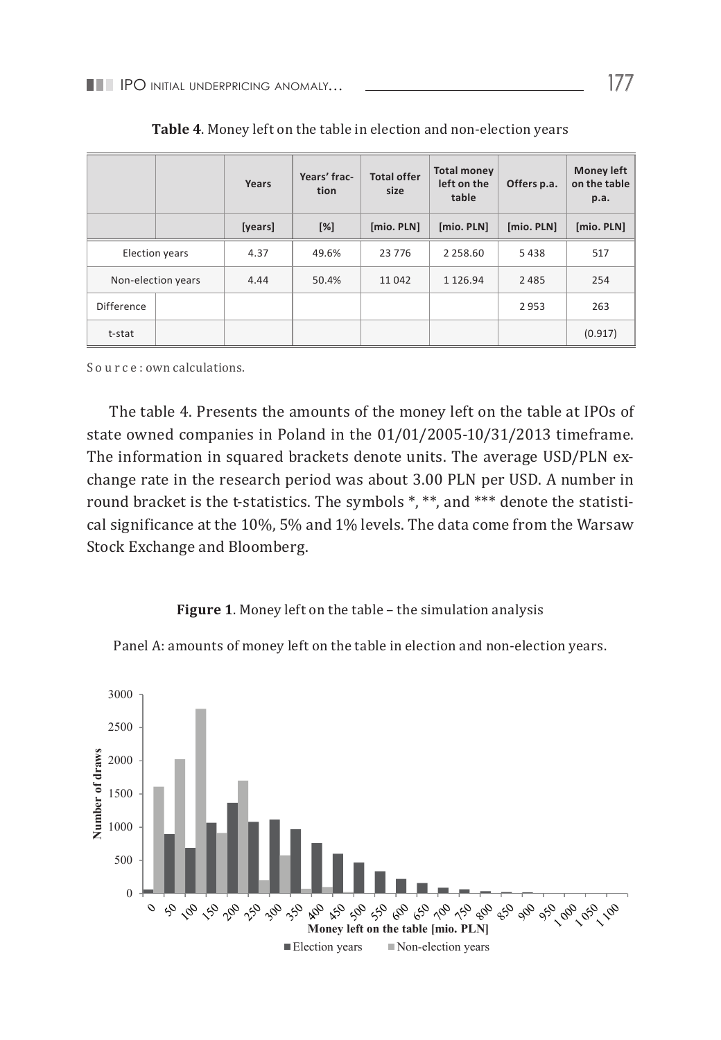**Table 4**. Money left on the table in election and non-election years

| | | Years | Years' fraction | Total offer size | Total money left on the table | Offers p.a. | Money left on the table p.a. |
|---|---|---|---|---|---|---|---|
| | | [years] | [%] | [mio. PLN] | [mio. PLN] | [mio. PLN] | [mio. PLN] |
| Election years | | 4.37 | 49.6% | 23 776 | 2 258.60 | 5 438 | 517 |
| Non-election years | | 4.44 | 50.4% | 11 042 | 1 126.94 | 2 485 | 254 |
| Difference | | | | | | 2 953 | 263 |
| t-stat | | | | | | | (0.917) |

Source: own calculations.

The table 4. Presents the amounts of the money left on the table at IPOs of state owned companies in Poland in the 01/01/2005-10/31/2013 timeframe. The information in squared brackets denote units. The average USD/PLN exchange rate in the research period was about 3.00 PLN per USD. A number in round bracket is the t-statistics. The symbols *, **, and *** denote the statistical significance at the 10%, 5% and 1% levels. The data come from the Warsaw Stock Exchange and Bloomberg.

**Figure 1**. Money left on the table – the simulation analysis

Panel A: amounts of money left on the table in election and non-election years.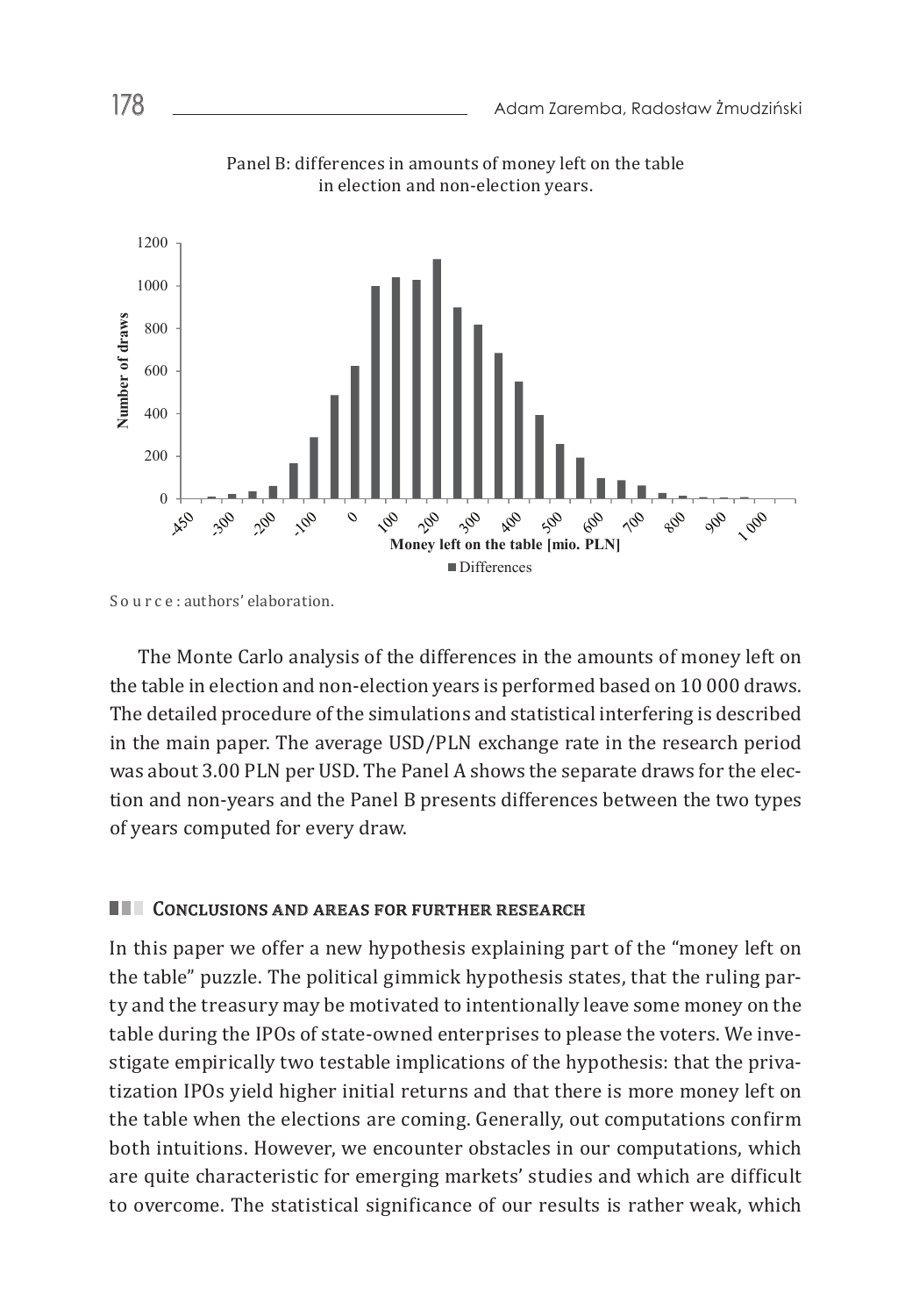Panel B: differences in amounts of money left on the table in election and non-election years.

S o u r c e : authors' elaboration.

The Monte Carlo analysis of the differences in the amounts of money left on the table in election and non-election years is performed based on 10 000 draws. The detailed procedure of the simulations and statistical interfering is described in the main paper. The average USD/PLN exchange rate in the research period was about 3.00 PLN per USD. The Panel A shows the separate draws for the election and non-years and the Panel B presents differences between the two types of years computed for every draw.

## Conclusions and areas for further research

In this paper we offer a new hypothesis explaining part of the "money left on the table" puzzle. The political gimmick hypothesis states, that the ruling party and the treasury may be motivated to intentionally leave some money on the table during the IPOs of state-owned enterprises to please the voters. We investigate empirically two testable implications of the hypothesis: that the privatization IPOs yield higher initial returns and that there is more money left on the table when the elections are coming. Generally, out computations confirm both intuitions. However, we encounter obstacles in our computations, which are quite characteristic for emerging markets' studies and which are difficult to overcome. The statistical significance of our results is rather weak, which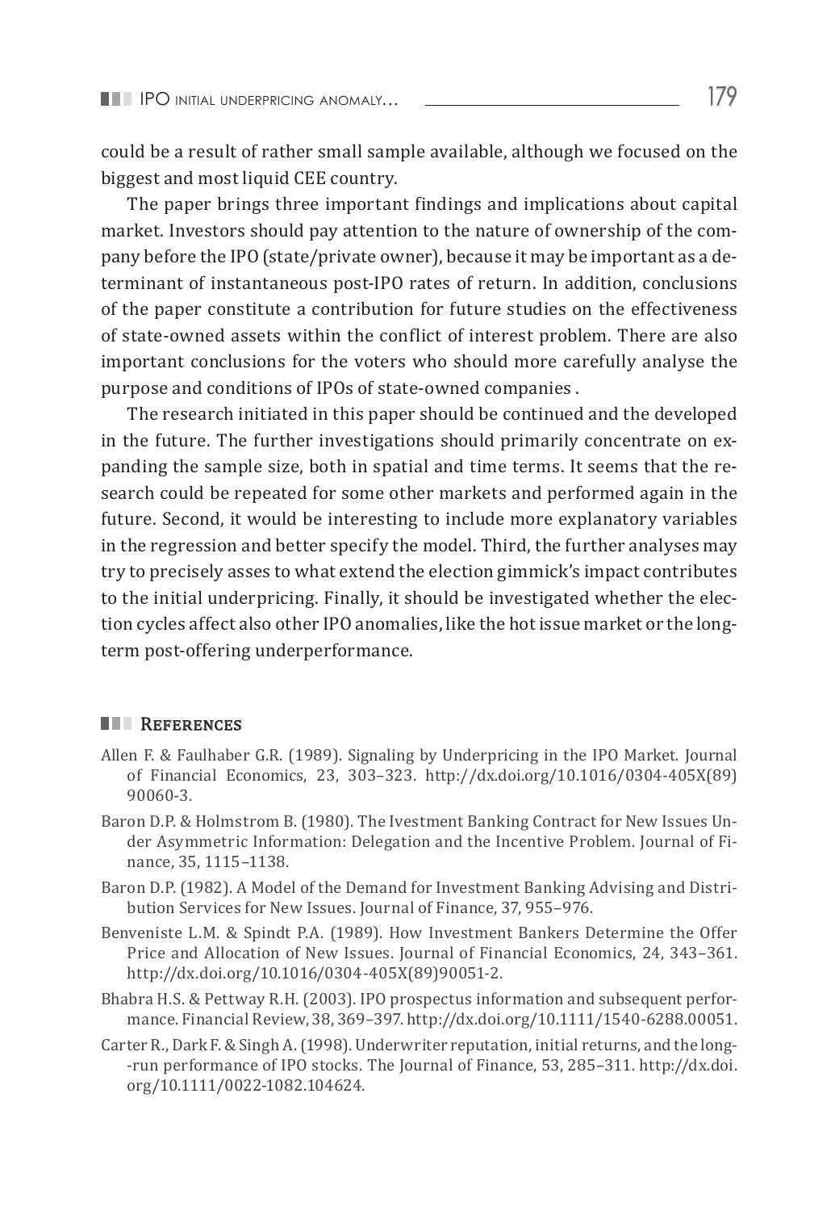could be a result of rather small sample available, although we focused on the biggest and most liquid CEE country.

The paper brings three important findings and implications about capital market. Investors should pay attention to the nature of ownership of the company before the IPO (state/private owner), because it may be important as a determinant of instantaneous post-IPO rates of return. In addition, conclusions of the paper constitute a contribution for future studies on the effectiveness of state-owned assets within the conflict of interest problem. There are also important conclusions for the voters who should more carefully analyse the purpose and conditions of IPOs of state-owned companies .

The research initiated in this paper should be continued and the developed in the future. The further investigations should primarily concentrate on expanding the sample size, both in spatial and time terms. It seems that the research could be repeated for some other markets and performed again in the future. Second, it would be interesting to include more explanatory variables in the regression and better specify the model. Third, the further analyses may try to precisely asses to what extend the election gimmick's impact contributes to the initial underpricing. Finally, it should be investigated whether the election cycles affect also other IPO anomalies, like the hot issue market or the long-term post-offering underperformance.

## References

Allen F. & Faulhaber G.R. (1989). Signaling by Underpricing in the IPO Market. Journal of Financial Economics, 23, 303–323. http://dx.doi.org/10.1016/0304-405X(89)90060-3.

Baron D.P. & Holmstrom B. (1980). The Ivestment Banking Contract for New Issues Under Asymmetric Information: Delegation and the Incentive Problem. Journal of Finance, 35, 1115–1138.

Baron D.P. (1982). A Model of the Demand for Investment Banking Advising and Distribution Services for New Issues. Journal of Finance, 37, 955–976.

Benveniste L.M. & Spindt P.A. (1989). How Investment Bankers Determine the Offer Price and Allocation of New Issues. Journal of Financial Economics, 24, 343–361. http://dx.doi.org/10.1016/0304-405X(89)90051-2.

Bhabra H.S. & Pettway R.H. (2003). IPO prospectus information and subsequent performance. Financial Review, 38, 369–397. http://dx.doi.org/10.1111/1540-6288.00051.

Carter R., Dark F. & Singh A. (1998). Underwriter reputation, initial returns, and the long--run performance of IPO stocks. The Journal of Finance, 53, 285–311. http://dx.doi.org/10.1111/0022-1082.104624.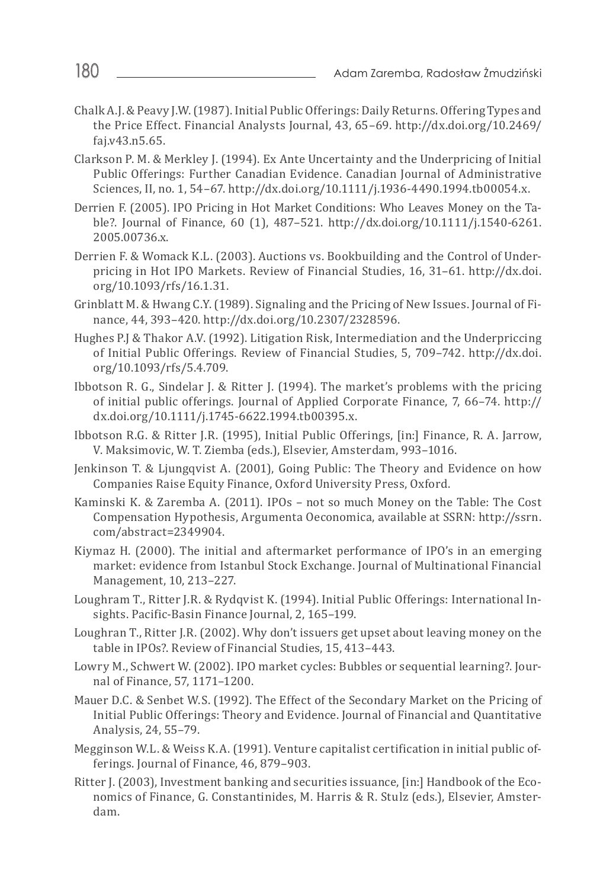Chalk A.J. & Peavy J.W. (1987). Initial Public Offerings: Daily Returns. Offering Types and the Price Effect. Financial Analysts Journal, 43, 65–69. http://dx.doi.org/10.2469/faj.v43.n5.65.

Clarkson P. M. & Merkley J. (1994). Ex Ante Uncertainty and the Underpricing of Initial Public Offerings: Further Canadian Evidence. Canadian Journal of Administrative Sciences, II, no. 1, 54–67. http://dx.doi.org/10.1111/j.1936-4490.1994.tb00054.x.

Derrien F. (2005). IPO Pricing in Hot Market Conditions: Who Leaves Money on the Table?. Journal of Finance, 60 (1), 487–521. http://dx.doi.org/10.1111/j.1540-6261.2005.00736.x.

Derrien F. & Womack K.L. (2003). Auctions vs. Bookbuilding and the Control of Underpricing in Hot IPO Markets. Review of Financial Studies, 16, 31–61. http://dx.doi.org/10.1093/rfs/16.1.31.

Grinblatt M. & Hwang C.Y. (1989). Signaling and the Pricing of New Issues. Journal of Finance, 44, 393–420. http://dx.doi.org/10.2307/2328596.

Hughes P.J & Thakor A.V. (1992). Litigation Risk, Intermediation and the Underpriccing of Initial Public Offerings. Review of Financial Studies, 5, 709–742. http://dx.doi.org/10.1093/rfs/5.4.709.

Ibbotson R. G., Sindelar J. & Ritter J. (1994). The market's problems with the pricing of initial public offerings. Journal of Applied Corporate Finance, 7, 66–74. http://dx.doi.org/10.1111/j.1745-6622.1994.tb00395.x.

Ibbotson R.G. & Ritter J.R. (1995), Initial Public Offerings, [in:] Finance, R. A. Jarrow, V. Maksimovic, W. T. Ziemba (eds.), Elsevier, Amsterdam, 993–1016.

Jenkinson T. & Ljungqvist A. (2001), Going Public: The Theory and Evidence on how Companies Raise Equity Finance, Oxford University Press, Oxford.

Kaminski K. & Zaremba A. (2011). IPOs – not so much Money on the Table: The Cost Compensation Hypothesis, Argumenta Oeconomica, available at SSRN: http://ssrn.com/abstract=2349904.

Kiymaz H. (2000). The initial and aftermarket performance of IPO's in an emerging market: evidence from Istanbul Stock Exchange. Journal of Multinational Financial Management, 10, 213–227.

Loughram T., Ritter J.R. & Rydqvist K. (1994). Initial Public Offerings: International Insights. Pacific-Basin Finance Journal, 2, 165–199.

Loughran T., Ritter J.R. (2002). Why don't issuers get upset about leaving money on the table in IPOs?. Review of Financial Studies, 15, 413–443.

Lowry M., Schwert W. (2002). IPO market cycles: Bubbles or sequential learning?. Journal of Finance, 57, 1171–1200.

Mauer D.C. & Senbet W.S. (1992). The Effect of the Secondary Market on the Pricing of Initial Public Offerings: Theory and Evidence. Journal of Financial and Quantitative Analysis, 24, 55–79.

Megginson W.L. & Weiss K.A. (1991). Venture capitalist certification in initial public offerings. Journal of Finance, 46, 879–903.

Ritter J. (2003), Investment banking and securities issuance, [in:] Handbook of the Economics of Finance, G. Constantinides, M. Harris & R. Stulz (eds.), Elsevier, Amsterdam.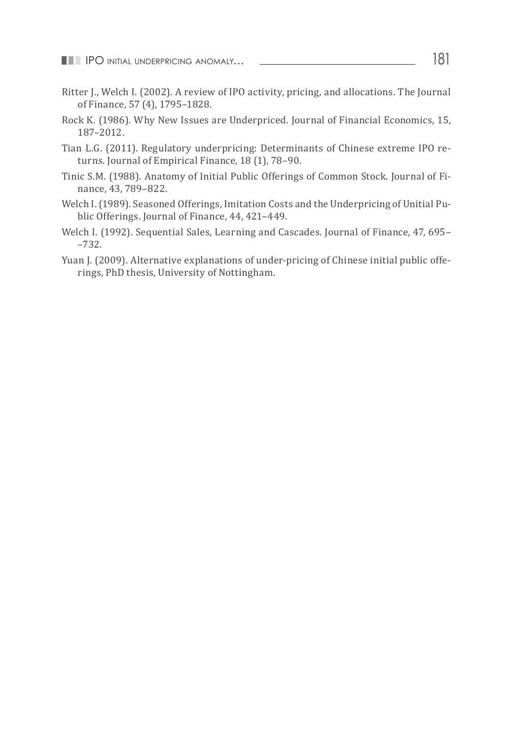Ritter J., Welch I. (2002). A review of IPO activity, pricing, and allocations. The Journal of Finance, 57 (4), 1795–1828.

Rock K. (1986). Why New Issues are Underpriced. Journal of Financial Economics, 15, 187–2012.

Tian L.G. (2011). Regulatory underpricing: Determinants of Chinese extreme IPO returns. Journal of Empirical Finance, 18 (1), 78–90.

Tinic S.M. (1988). Anatomy of Initial Public Offerings of Common Stock. Journal of Finance, 43, 789–822.

Welch I. (1989). Seasoned Offerings, Imitation Costs and the Underpricing of Unitial Public Offerings. Journal of Finance, 44, 421–449.

Welch I. (1992). Sequential Sales, Learning and Cascades. Journal of Finance, 47, 695––732.

Yuan J. (2009). Alternative explanations of under-pricing of Chinese initial public offerings, PhD thesis, University of Nottingham.